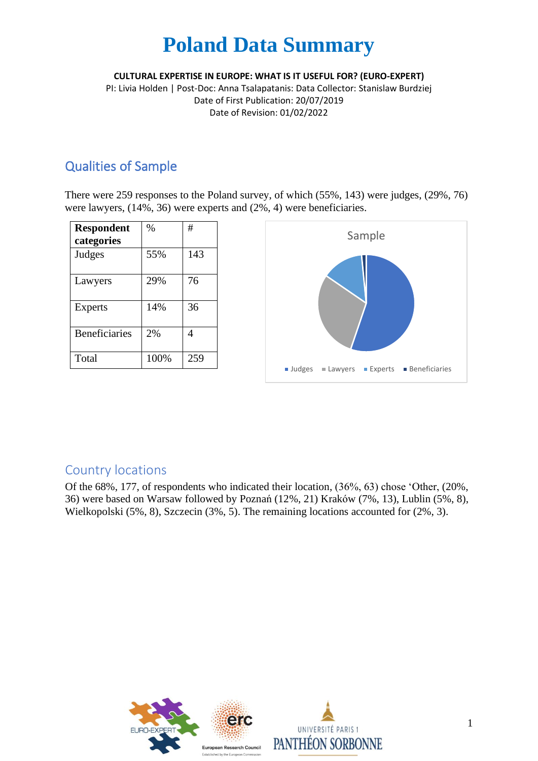# Poland Data Summary

**CULTURAL EXPERTISE IN EUROPE: WHAT IS IT USEFUL FOR? (EURO-EXPERT)**

PI: Livia Holden | Post-Doc: Anna Tsalapatanis: Data Collector: Stanislaw Burdziej

Date of First Publication: 20/07/2019

Date of Revision: 01/02/2022

## Qualities of Sample

There were 259 responses to the Poland survey, of which (55%, 143) were judges, (29%, 76) were lawyers, (14%, 36) were experts and (2%, 4) were beneficiaries.

| Respondent categories | % | # |
|---|---|---|
| Judges | 55% | 143 |
| Lawyers | 29% | 76 |
| Experts | 14% | 36 |
| Beneficiaries | 2% | 4 |
| Total | 100% | 259 |

## Country locations

Of the 68%, 177, of respondents who indicated their location, (36%, 63) chose 'Other, (20%, 36) were based on Warsaw followed by Poznań (12%, 21) Kraków (7%, 13), Lublin (5%, 8), Wielkopolski (5%, 8), Szczecin (3%, 5). The remaining locations accounted for (2%, 3).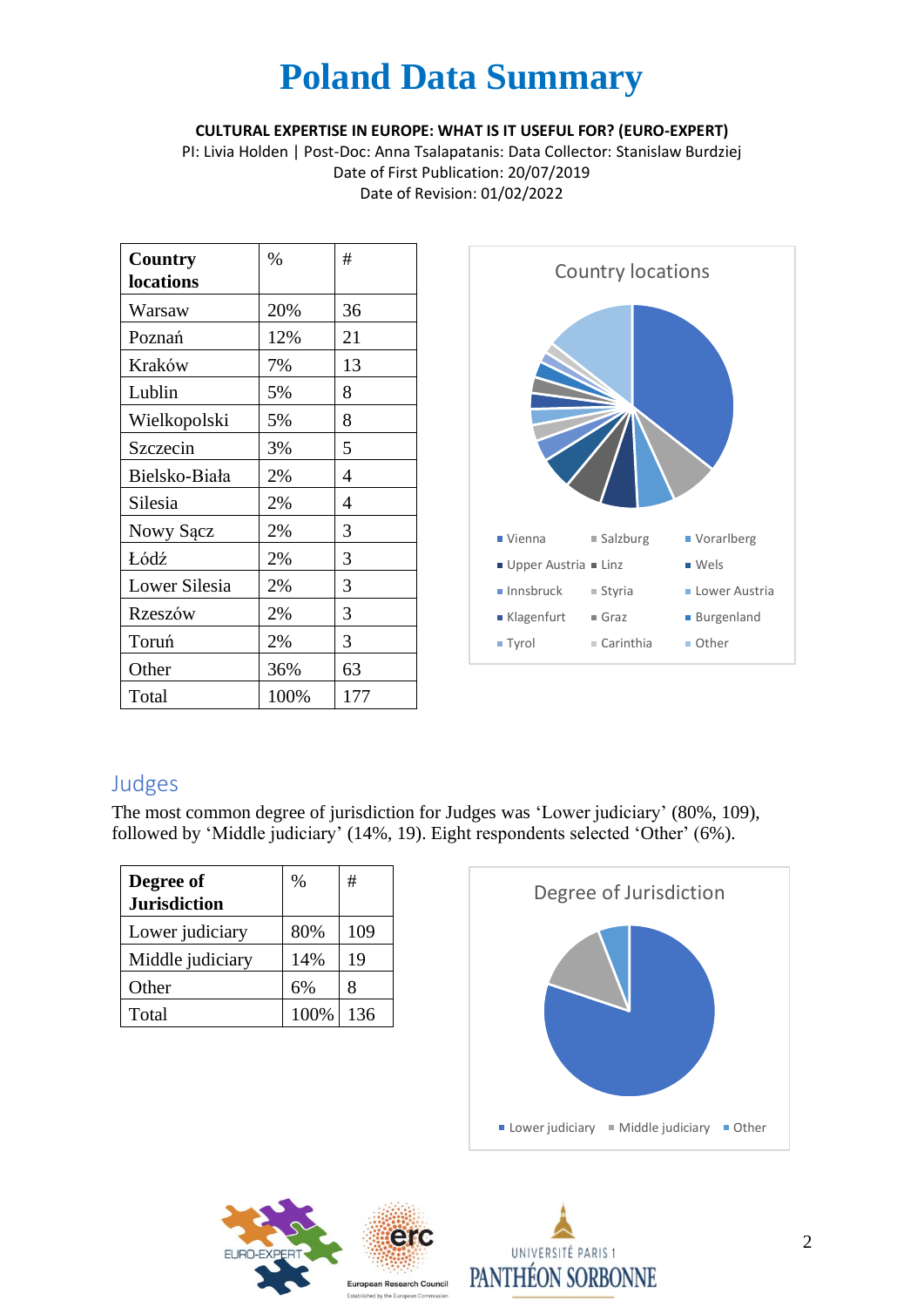# Poland Data Summary

**CULTURAL EXPERTISE IN EUROPE: WHAT IS IT USEFUL FOR? (EURO-EXPERT)**

PI: Livia Holden | Post-Doc: Anna Tsalapatanis: Data Collector: Stanislaw Burdziej

Date of First Publication: 20/07/2019

Date of Revision: 01/02/2022

| **Country locations** | % | # |
|---|---|---|
| Warsaw | 20% | 36 |
| Poznań | 12% | 21 |
| Kraków | 7% | 13 |
| Lublin | 5% | 8 |
| Wielkopolski | 5% | 8 |
| Szczecin | 3% | 5 |
| Bielsko-Biała | 2% | 4 |
| Silesia | 2% | 4 |
| Nowy Sącz | 2% | 3 |
| Łódź | 2% | 3 |
| Lower Silesia | 2% | 3 |
| Rzeszów | 2% | 3 |
| Toruń | 2% | 3 |
| Other | 36% | 63 |
| Total | 100% | 177 |

Country locations

Vienna, Salzburg, Vorarlberg, Upper Austria, Linz, Wels, Innsbruck, Styria, Lower Austria, Klagenfurt, Graz, Burgenland, Tyrol, Carinthia, Other

## Judges

The most common degree of jurisdiction for Judges was 'Lower judiciary' (80%, 109), followed by 'Middle judiciary' (14%, 19). Eight respondents selected 'Other' (6%).

| **Degree of Jurisdiction** | % | # |
|---|---|---|
| Lower judiciary | 80% | 109 |
| Middle judiciary | 14% | 19 |
| Other | 6% | 8 |
| Total | 100% | 136 |

Degree of Jurisdiction

Lower judiciary, Middle judiciary, Other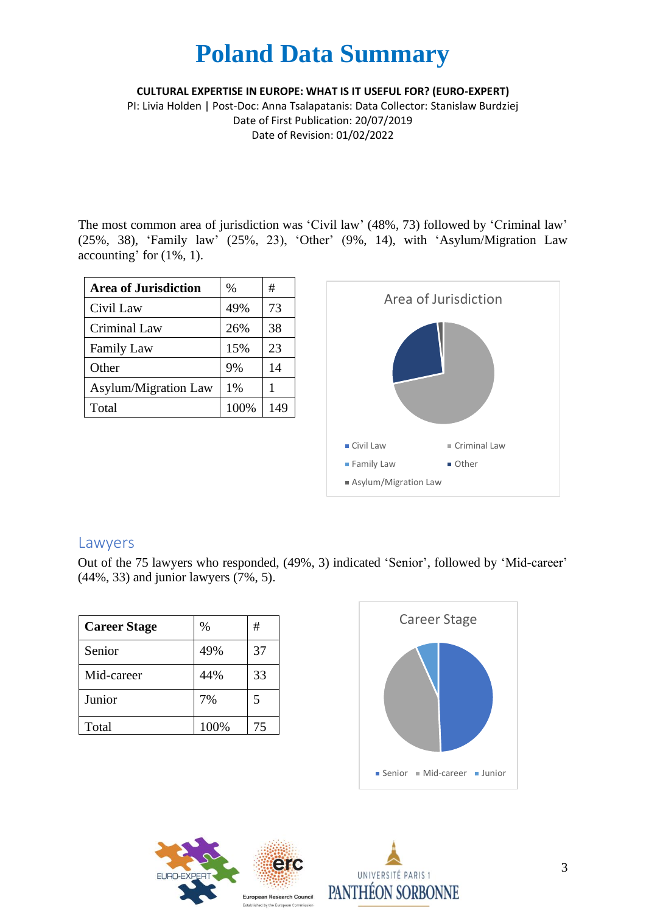# Poland Data Summary

**CULTURAL EXPERTISE IN EUROPE: WHAT IS IT USEFUL FOR? (EURO-EXPERT)**

PI: Livia Holden | Post-Doc: Anna Tsalapatanis: Data Collector: Stanislaw Burdziej

Date of First Publication: 20/07/2019

Date of Revision: 01/02/2022

The most common area of jurisdiction was 'Civil law' (48%, 73) followed by 'Criminal law' (25%, 38), 'Family law' (25%, 23), 'Other' (9%, 14), with 'Asylum/Migration Law accounting' for (1%, 1).

| Area of Jurisdiction | % | # |
|---|---|---|
| Civil Law | 49% | 73 |
| Criminal Law | 26% | 38 |
| Family Law | 15% | 23 |
| Other | 9% | 14 |
| Asylum/Migration Law | 1% | 1 |
| Total | 100% | 149 |

Area of Jurisdiction

Civil Law, Criminal Law, Family Law, Other, Asylum/Migration Law

## Lawyers

Out of the 75 lawyers who responded, (49%, 3) indicated 'Senior', followed by 'Mid-career' (44%, 33) and junior lawyers (7%, 5).

| Career Stage | % | # |
|---|---|---|
| Senior | 49% | 37 |
| Mid-career | 44% | 33 |
| Junior | 7% | 5 |
| Total | 100% | 75 |

Career Stage

Senior, Mid-career, Junior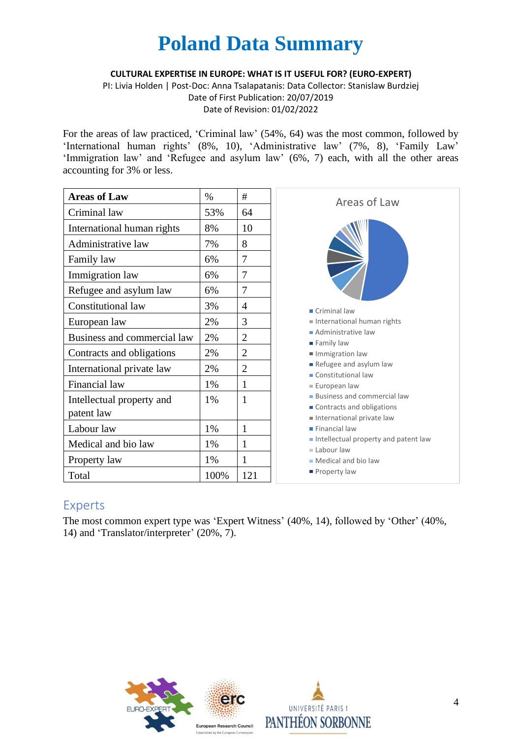# Poland Data Summary

**CULTURAL EXPERTISE IN EUROPE: WHAT IS IT USEFUL FOR? (EURO-EXPERT)**

PI: Livia Holden | Post-Doc: Anna Tsalapatanis: Data Collector: Stanislaw Burdziej

Date of First Publication: 20/07/2019

Date of Revision: 01/02/2022

For the areas of law practiced, 'Criminal law' (54%, 64) was the most common, followed by 'International human rights' (8%, 10), 'Administrative law' (7%, 8), 'Family Law' 'Immigration law' and 'Refugee and asylum law' (6%, 7) each, with all the other areas accounting for 3% or less.

| Areas of Law | % | # |
|---|---|---|
| Criminal law | 53% | 64 |
| International human rights | 8% | 10 |
| Administrative law | 7% | 8 |
| Family law | 6% | 7 |
| Immigration law | 6% | 7 |
| Refugee and asylum law | 6% | 7 |
| Constitutional law | 3% | 4 |
| European law | 2% | 3 |
| Business and commercial law | 2% | 2 |
| Contracts and obligations | 2% | 2 |
| International private law | 2% | 2 |
| Financial law | 1% | 1 |
| Intellectual property and patent law | 1% | 1 |
| Labour law | 1% | 1 |
| Medical and bio law | 1% | 1 |
| Property law | 1% | 1 |
| Total | 100% | 121 |

Areas of Law

- Criminal law
- International human rights
- Administrative law
- Family law
- Immigration law
- Refugee and asylum law
- Constitutional law
- European law
- Business and commercial law
- Contracts and obligations
- International private law
- Financial law
- Intellectual property and patent law
- Labour law
- Medical and bio law
- Property law

## Experts

The most common expert type was 'Expert Witness' (40%, 14), followed by 'Other' (40%, 14) and 'Translator/interpreter' (20%, 7).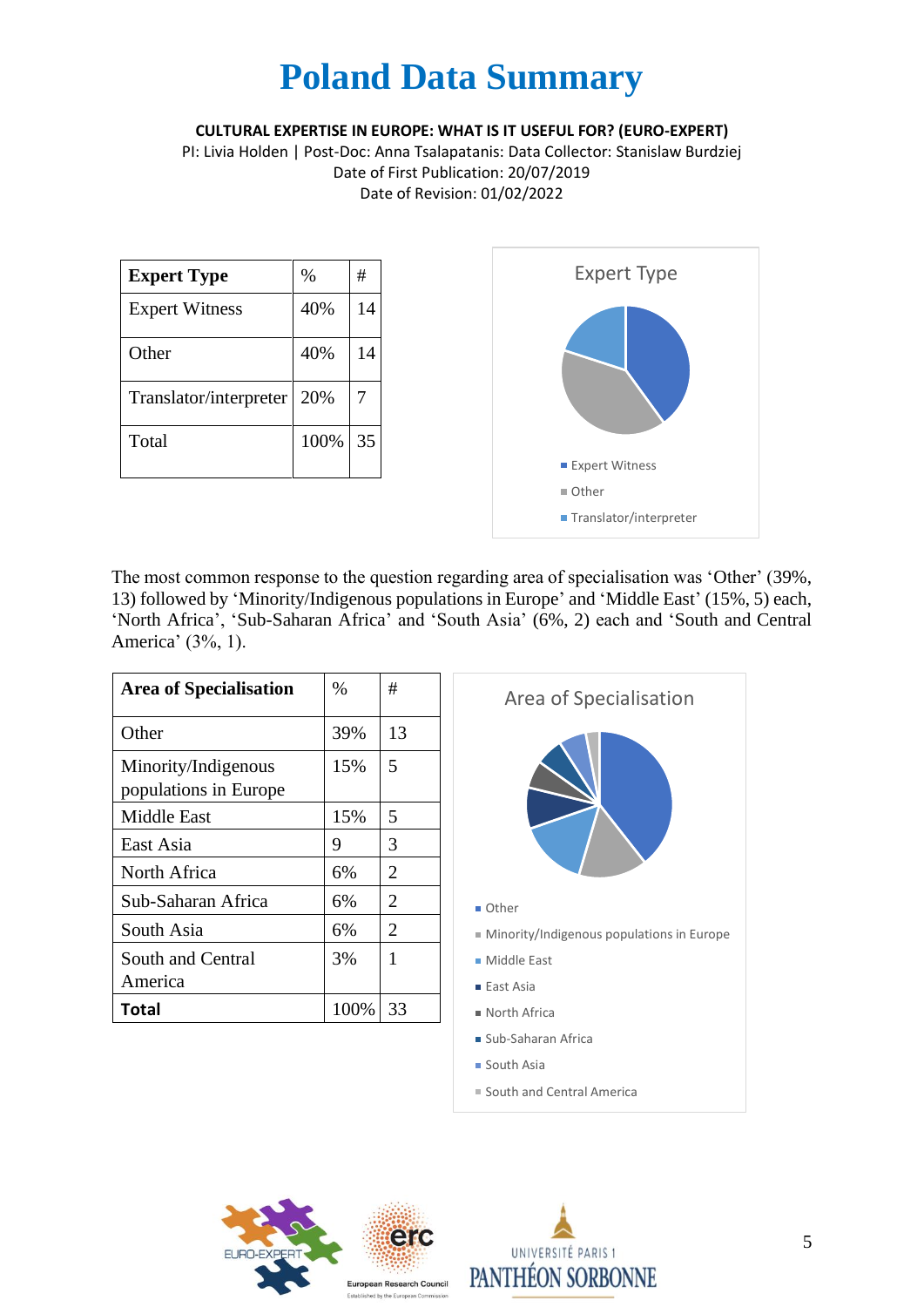# Poland Data Summary

**CULTURAL EXPERTISE IN EUROPE: WHAT IS IT USEFUL FOR? (EURO-EXPERT)**

PI: Livia Holden | Post-Doc: Anna Tsalapatanis: Data Collector: Stanislaw Burdziej

Date of First Publication: 20/07/2019

Date of Revision: 01/02/2022

| Expert Type | % | # |
|---|---|---|
| Expert Witness | 40% | 14 |
| Other | 40% | 14 |
| Translator/interpreter | 20% | 7 |
| Total | 100% | 35 |

Expert Type

- Expert Witness
- Other
- Translator/interpreter

The most common response to the question regarding area of specialisation was 'Other' (39%, 13) followed by 'Minority/Indigenous populations in Europe' and 'Middle East' (15%, 5) each, 'North Africa', 'Sub-Saharan Africa' and 'South Asia' (6%, 2) each and 'South and Central America' (3%, 1).

| Area of Specialisation | % | # |
|---|---|---|
| Other | 39% | 13 |
| Minority/Indigenous populations in Europe | 15% | 5 |
| Middle East | 15% | 5 |
| East Asia | 9 | 3 |
| North Africa | 6% | 2 |
| Sub-Saharan Africa | 6% | 2 |
| South Asia | 6% | 2 |
| South and Central America | 3% | 1 |
| **Total** | 100% | 33 |

Area of Specialisation

- Other
- Minority/Indigenous populations in Europe
- Middle East
- East Asia
- North Africa
- Sub-Saharan Africa
- South Asia
- South and Central America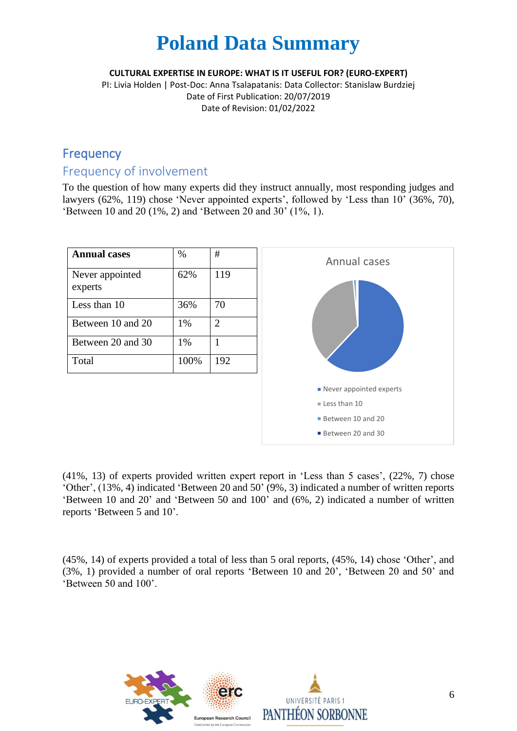# Poland Data Summary

**CULTURAL EXPERTISE IN EUROPE: WHAT IS IT USEFUL FOR? (EURO-EXPERT)**

PI: Livia Holden | Post-Doc: Anna Tsalapatanis: Data Collector: Stanislaw Burdziej

Date of First Publication: 20/07/2019

Date of Revision: 01/02/2022

## Frequency

### Frequency of involvement

To the question of how many experts did they instruct annually, most responding judges and lawyers (62%, 119) chose 'Never appointed experts', followed by 'Less than 10' (36%, 70), 'Between 10 and 20 (1%, 2) and 'Between 20 and 30' (1%, 1).

| **Annual cases** | % | # |
|---|---|---|
| Never appointed experts | 62% | 119 |
| Less than 10 | 36% | 70 |
| Between 10 and 20 | 1% | 2 |
| Between 20 and 30 | 1% | 1 |
| Total | 100% | 192 |

(41%, 13) of experts provided written expert report in 'Less than 5 cases', (22%, 7) chose 'Other', (13%, 4) indicated 'Between 20 and 50' (9%, 3) indicated a number of written reports 'Between 10 and 20' and 'Between 50 and 100' and (6%, 2) indicated a number of written reports 'Between 5 and 10'.

(45%, 14) of experts provided a total of less than 5 oral reports, (45%, 14) chose 'Other', and (3%, 1) provided a number of oral reports 'Between 10 and 20', 'Between 20 and 50' and 'Between 50 and 100'.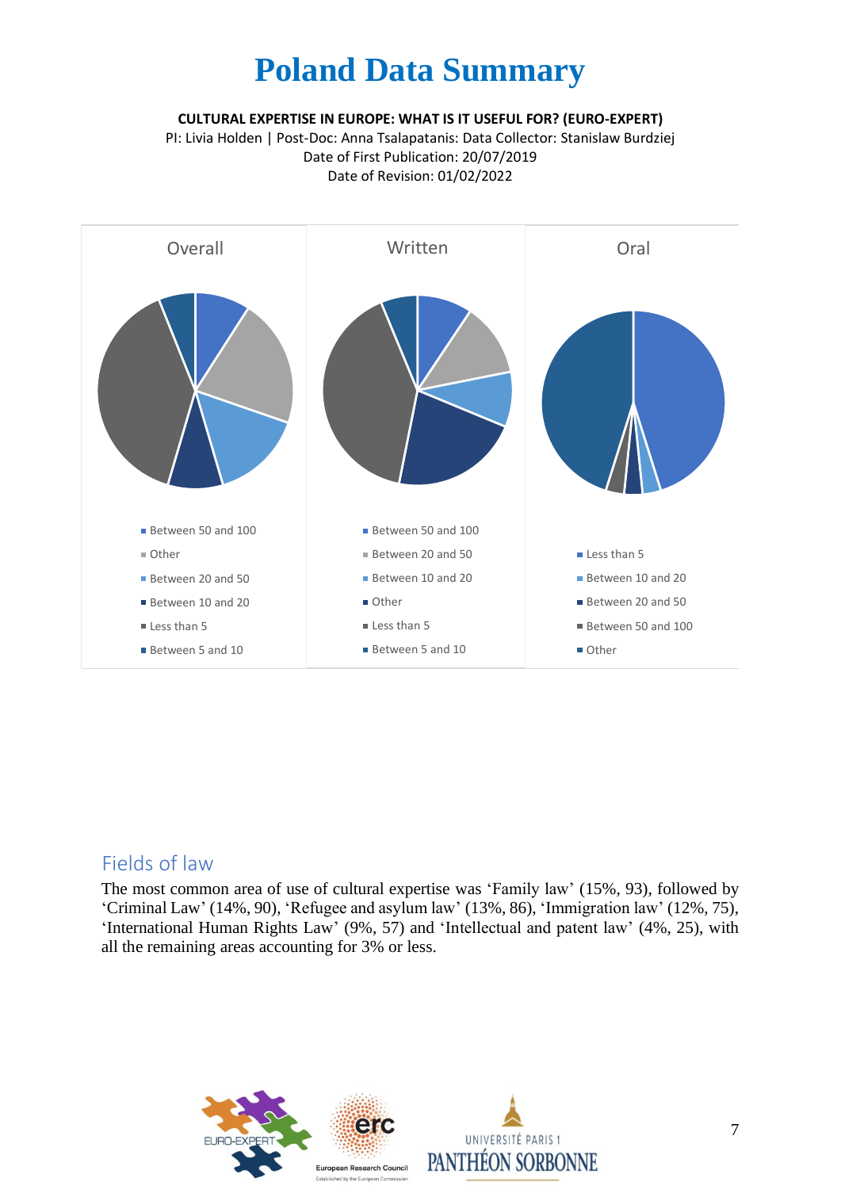# Poland Data Summary

**CULTURAL EXPERTISE IN EUROPE: WHAT IS IT USEFUL FOR? (EURO-EXPERT)**

PI: Livia Holden | Post-Doc: Anna Tsalapatanis: Data Collector: Stanislaw Burdziej

Date of First Publication: 20/07/2019

Date of Revision: 01/02/2022

Overall

- Between 50 and 100
- Other
- Between 20 and 50
- Between 10 and 20
- Less than 5
- Between 5 and 10

Written

- Between 50 and 100
- Between 20 and 50
- Between 10 and 20
- Other
- Less than 5
- Between 5 and 10

Oral

- Less than 5
- Between 10 and 20
- Between 20 and 50
- Between 50 and 100
- Other

## Fields of law

The most common area of use of cultural expertise was 'Family law' (15%, 93), followed by 'Criminal Law' (14%, 90), 'Refugee and asylum law' (13%, 86), 'Immigration law' (12%, 75), 'International Human Rights Law' (9%, 57) and 'Intellectual and patent law' (4%, 25), with all the remaining areas accounting for 3% or less.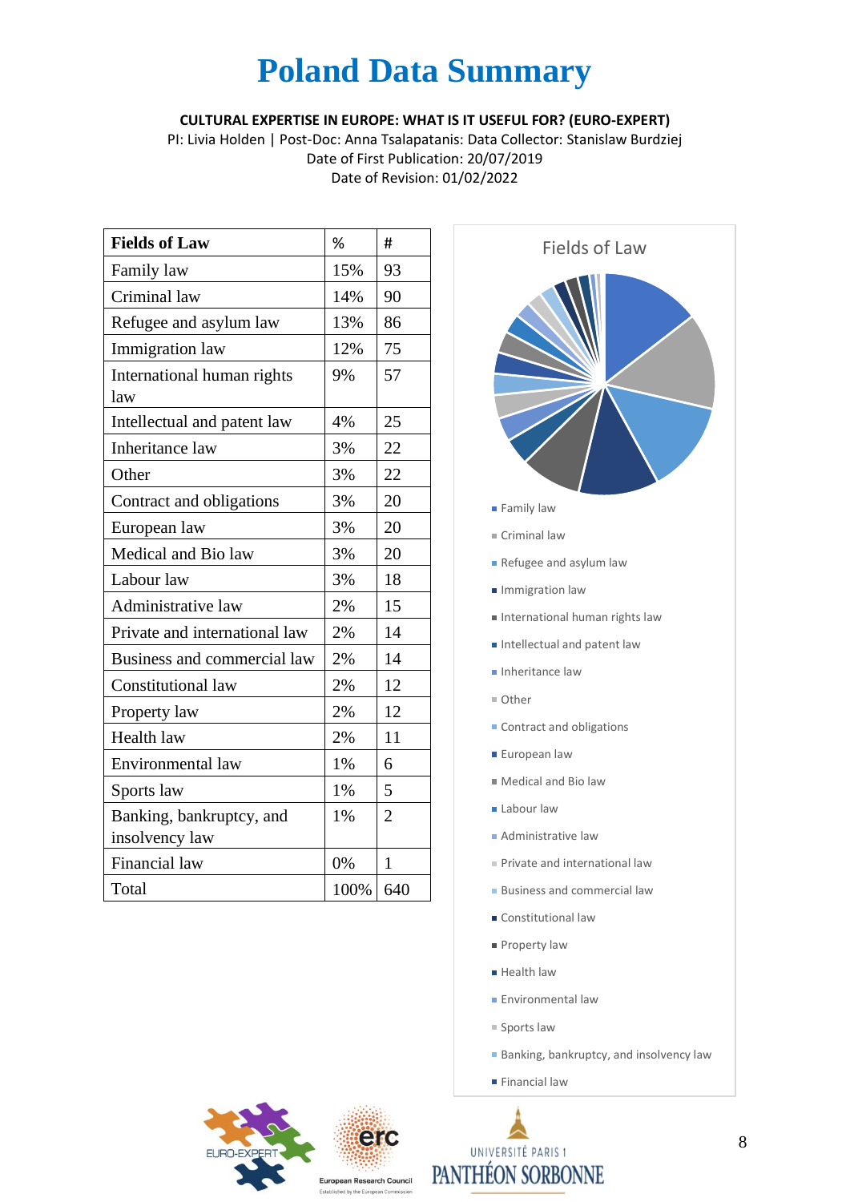# Poland Data Summary

**CULTURAL EXPERTISE IN EUROPE: WHAT IS IT USEFUL FOR? (EURO-EXPERT)**

PI: Livia Holden | Post-Doc: Anna Tsalapatanis: Data Collector: Stanislaw Burdziej

Date of First Publication: 20/07/2019

Date of Revision: 01/02/2022

| Fields of Law | % | # |
|---|---|---|
| Family law | 15% | 93 |
| Criminal law | 14% | 90 |
| Refugee and asylum law | 13% | 86 |
| Immigration law | 12% | 75 |
| International human rights law | 9% | 57 |
| Intellectual and patent law | 4% | 25 |
| Inheritance law | 3% | 22 |
| Other | 3% | 22 |
| Contract and obligations | 3% | 20 |
| European law | 3% | 20 |
| Medical and Bio law | 3% | 20 |
| Labour law | 3% | 18 |
| Administrative law | 2% | 15 |
| Private and international law | 2% | 14 |
| Business and commercial law | 2% | 14 |
| Constitutional law | 2% | 12 |
| Property law | 2% | 12 |
| Health law | 2% | 11 |
| Environmental law | 1% | 6 |
| Sports law | 1% | 5 |
| Banking, bankruptcy, and insolvency law | 1% | 2 |
| Financial law | 0% | 1 |
| Total | 100% | 640 |

Fields of Law

- Family law
- Criminal law
- Refugee and asylum law
- Immigration law
- International human rights law
- Intellectual and patent law
- Inheritance law
- Other
- Contract and obligations
- European law
- Medical and Bio law
- Labour law
- Administrative law
- Private and international law
- Business and commercial law
- Constitutional law
- Property law
- Health law
- Environmental law
- Sports law
- Banking, bankruptcy, and insolvency law
- Financial law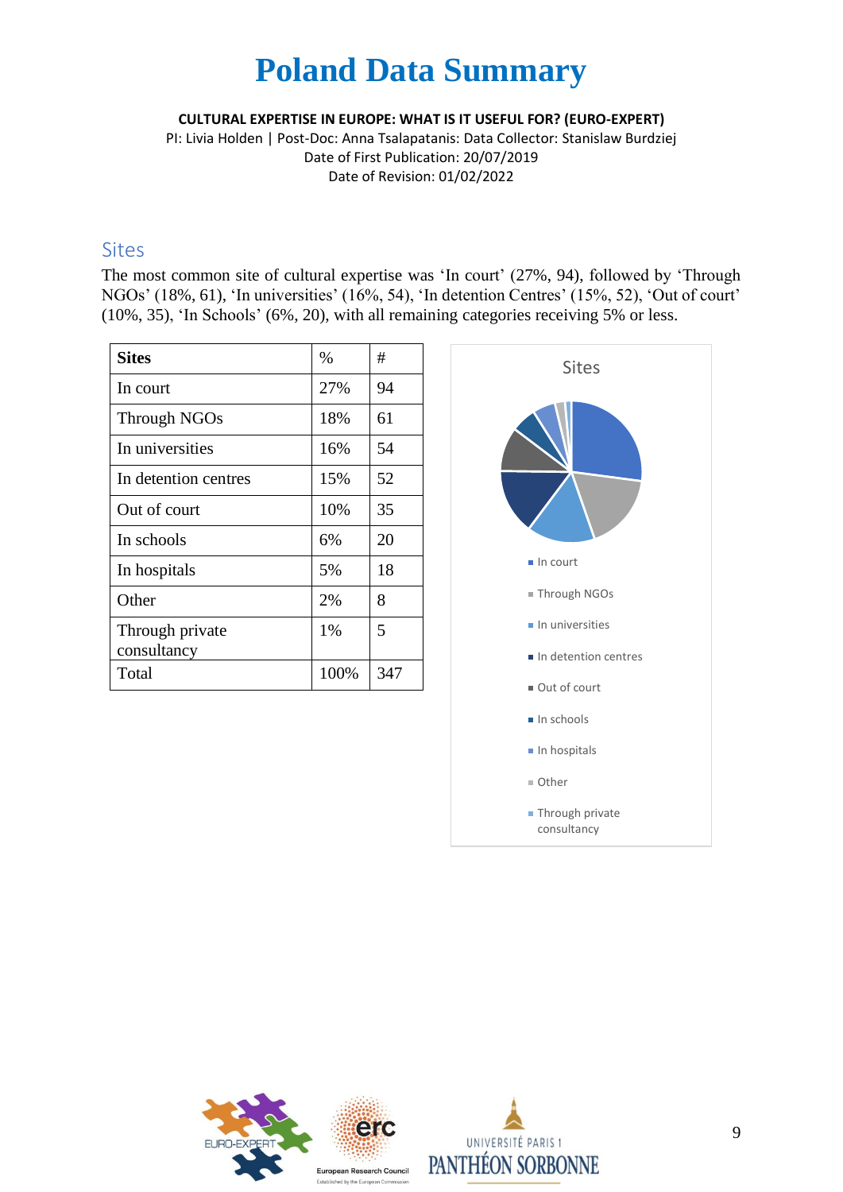# Poland Data Summary

**CULTURAL EXPERTISE IN EUROPE: WHAT IS IT USEFUL FOR? (EURO-EXPERT)**
PI: Livia Holden | Post-Doc: Anna Tsalapatanis: Data Collector: Stanislaw Burdziej
Date of First Publication: 20/07/2019
Date of Revision: 01/02/2022

## Sites

The most common site of cultural expertise was 'In court' (27%, 94), followed by 'Through NGOs' (18%, 61), 'In universities' (16%, 54), 'In detention Centres' (15%, 52), 'Out of court' (10%, 35), 'In Schools' (6%, 20), with all remaining categories receiving 5% or less.

| Sites | % | # |
|---|---|---|
| In court | 27% | 94 |
| Through NGOs | 18% | 61 |
| In universities | 16% | 54 |
| In detention centres | 15% | 52 |
| Out of court | 10% | 35 |
| In schools | 6% | 20 |
| In hospitals | 5% | 18 |
| Other | 2% | 8 |
| Through private consultancy | 1% | 5 |
| Total | 100% | 347 |

Sites

- In court
- Through NGOs
- In universities
- In detention centres
- Out of court
- In schools
- In hospitals
- Other
- Through private consultancy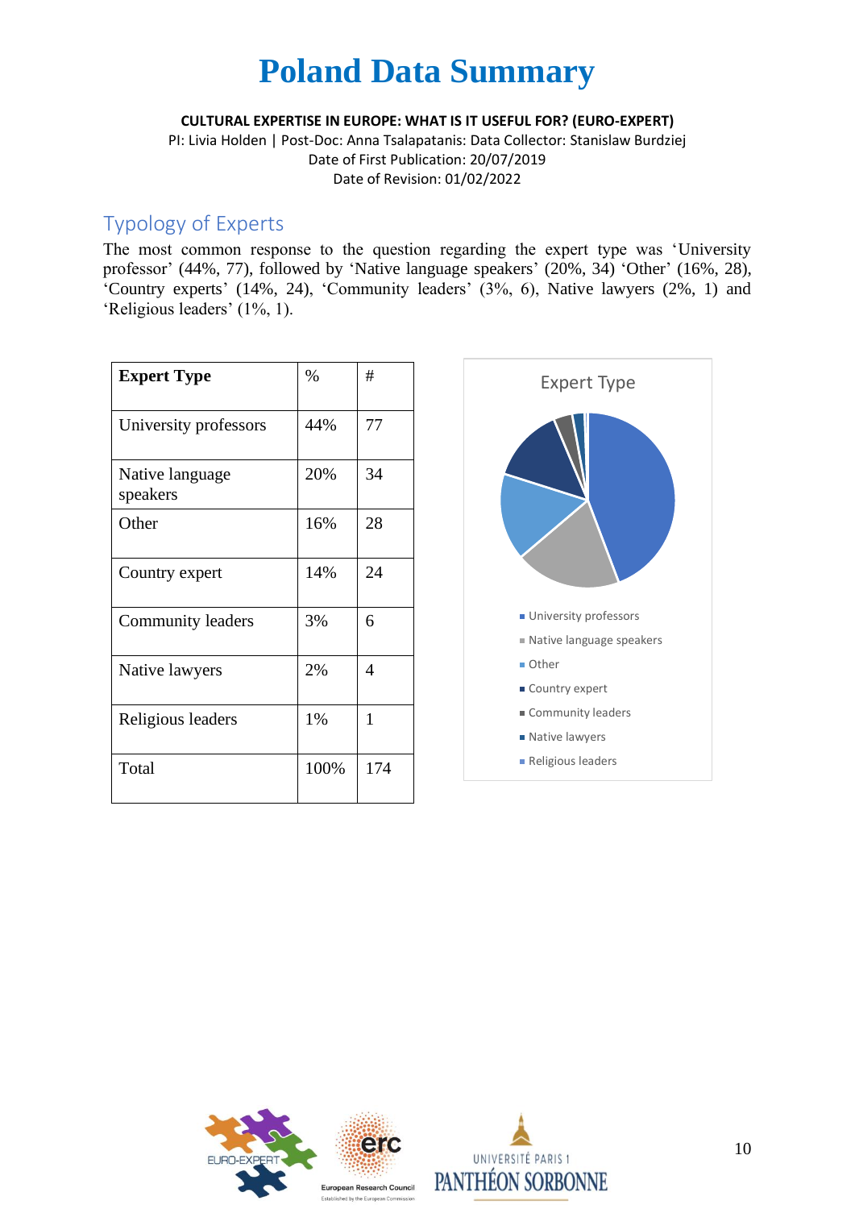# Poland Data Summary

**CULTURAL EXPERTISE IN EUROPE: WHAT IS IT USEFUL FOR? (EURO-EXPERT)**

PI: Livia Holden | Post-Doc: Anna Tsalapatanis: Data Collector: Stanislaw Burdziej

Date of First Publication: 20/07/2019

Date of Revision: 01/02/2022

## Typology of Experts

The most common response to the question regarding the expert type was 'University professor' (44%, 77), followed by 'Native language speakers' (20%, 34) 'Other' (16%, 28), 'Country experts' (14%, 24), 'Community leaders' (3%, 6), Native lawyers (2%, 1) and 'Religious leaders' (1%, 1).

| **Expert Type** | % | # |
|---|---|---|
| University professors | 44% | 77 |
| Native language speakers | 20% | 34 |
| Other | 16% | 28 |
| Country expert | 14% | 24 |
| Community leaders | 3% | 6 |
| Native lawyers | 2% | 4 |
| Religious leaders | 1% | 1 |
| Total | 100% | 174 |

Expert Type

- University professors
- Native language speakers
- Other
- Country expert
- Community leaders
- Native lawyers
- Religious leaders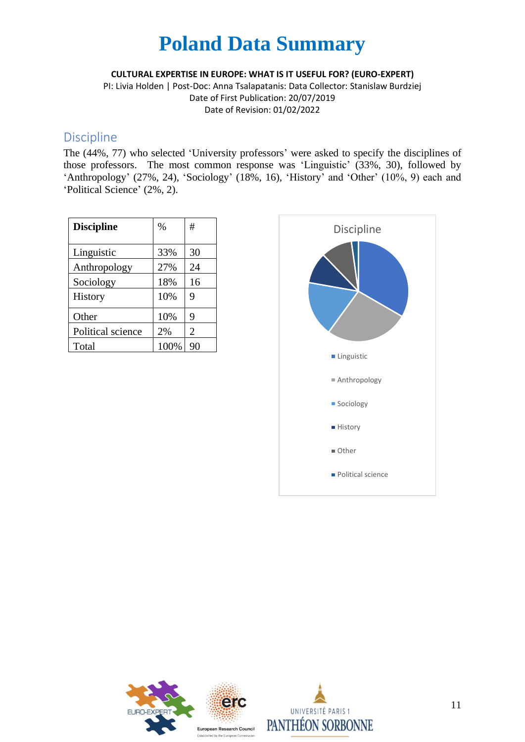# Poland Data Summary

**CULTURAL EXPERTISE IN EUROPE: WHAT IS IT USEFUL FOR? (EURO-EXPERT)**

PI: Livia Holden | Post-Doc: Anna Tsalapatanis: Data Collector: Stanislaw Burdziej

Date of First Publication: 20/07/2019

Date of Revision: 01/02/2022

## Discipline

The (44%, 77) who selected 'University professors' were asked to specify the disciplines of those professors. The most common response was 'Linguistic' (33%, 30), followed by 'Anthropology' (27%, 24), 'Sociology' (18%, 16), 'History' and 'Other' (10%, 9) each and 'Political Science' (2%, 2).

| **Discipline** | % | # |
|---|---|---|
| Linguistic | 33% | 30 |
| Anthropology | 27% | 24 |
| Sociology | 18% | 16 |
| History | 10% | 9 |
| Other | 10% | 9 |
| Political science | 2% | 2 |
| Total | 100% | 90 |

Discipline

- Linguistic
- Anthropology
- Sociology
- History
- Other
- Political science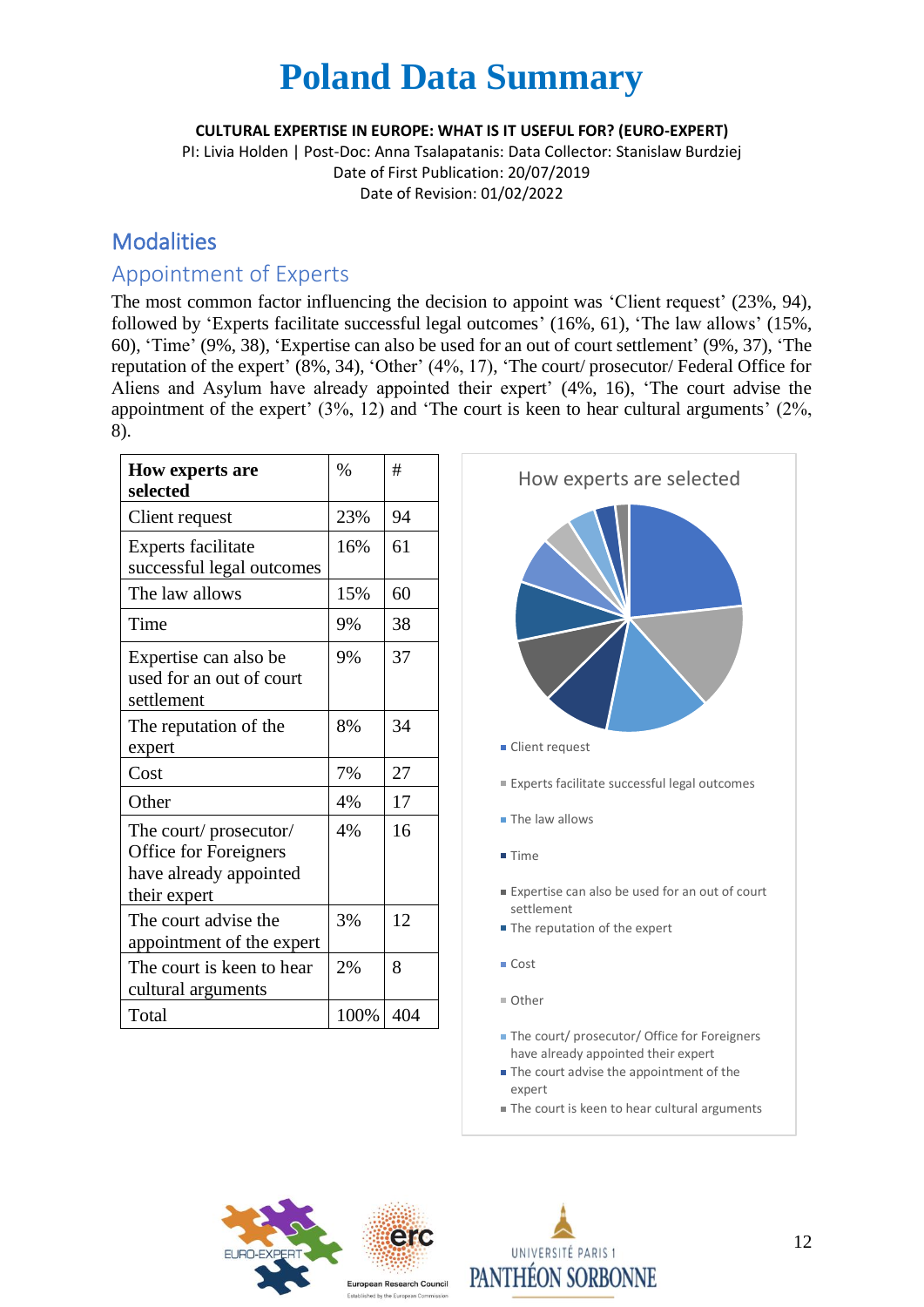# Poland Data Summary

**CULTURAL EXPERTISE IN EUROPE: WHAT IS IT USEFUL FOR? (EURO-EXPERT)**

PI: Livia Holden | Post-Doc: Anna Tsalapatanis: Data Collector: Stanislaw Burdziej

Date of First Publication: 20/07/2019

Date of Revision: 01/02/2022

## Modalities

### Appointment of Experts

The most common factor influencing the decision to appoint was 'Client request' (23%, 94), followed by 'Experts facilitate successful legal outcomes' (16%, 61), 'The law allows' (15%, 60), 'Time' (9%, 38), 'Expertise can also be used for an out of court settlement' (9%, 37), 'The reputation of the expert' (8%, 34), 'Other' (4%, 17), 'The court/ prosecutor/ Federal Office for Aliens and Asylum have already appointed their expert' (4%, 16), 'The court advise the appointment of the expert' (3%, 12) and 'The court is keen to hear cultural arguments' (2%, 8).

| How experts are selected | % | # |
|---|---|---|
| Client request | 23% | 94 |
| Experts facilitate successful legal outcomes | 16% | 61 |
| The law allows | 15% | 60 |
| Time | 9% | 38 |
| Expertise can also be used for an out of court settlement | 9% | 37 |
| The reputation of the expert | 8% | 34 |
| Cost | 7% | 27 |
| Other | 4% | 17 |
| The court/ prosecutor/ Office for Foreigners have already appointed their expert | 4% | 16 |
| The court advise the appointment of the expert | 3% | 12 |
| The court is keen to hear cultural arguments | 2% | 8 |
| Total | 100% | 404 |

How experts are selected

- Client request
- Experts facilitate successful legal outcomes
- The law allows
- Time
- Expertise can also be used for an out of court settlement
- The reputation of the expert
- Cost
- Other
- The court/ prosecutor/ Office for Foreigners have already appointed their expert
- The court advise the appointment of the expert
- The court is keen to hear cultural arguments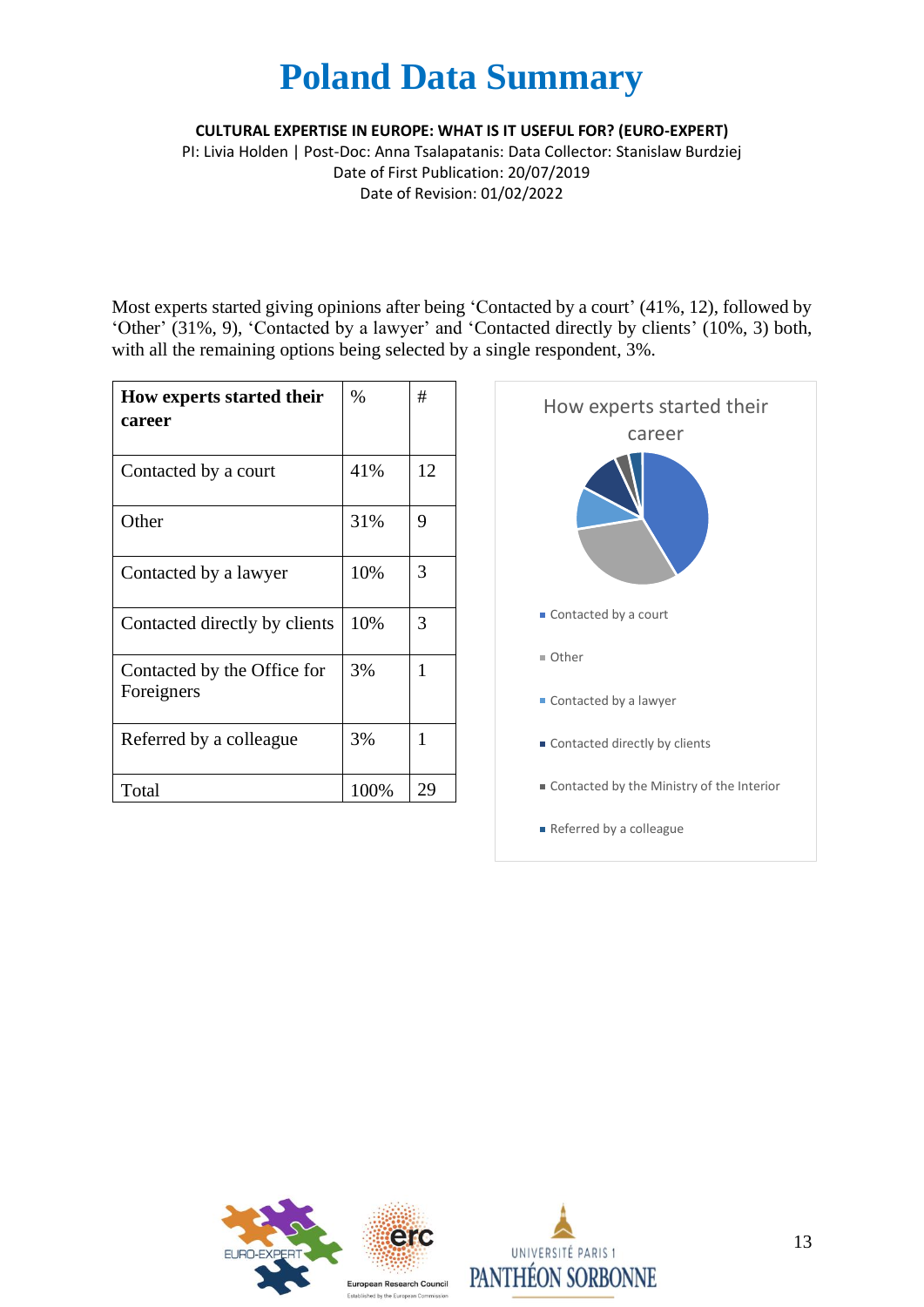# Poland Data Summary

**CULTURAL EXPERTISE IN EUROPE: WHAT IS IT USEFUL FOR? (EURO-EXPERT)**

PI: Livia Holden | Post-Doc: Anna Tsalapatanis: Data Collector: Stanislaw Burdziej

Date of First Publication: 20/07/2019

Date of Revision: 01/02/2022

Most experts started giving opinions after being 'Contacted by a court' (41%, 12), followed by 'Other' (31%, 9), 'Contacted by a lawyer' and 'Contacted directly by clients' (10%, 3) both, with all the remaining options being selected by a single respondent, 3%.

| How experts started their career | % | # |
|---|---|---|
| Contacted by a court | 41% | 12 |
| Other | 31% | 9 |
| Contacted by a lawyer | 10% | 3 |
| Contacted directly by clients | 10% | 3 |
| Contacted by the Office for Foreigners | 3% | 1 |
| Referred by a colleague | 3% | 1 |
| Total | 100% | 29 |

How experts started their career

- Contacted by a court
- Other
- Contacted by a lawyer
- Contacted directly by clients
- Contacted by the Ministry of the Interior
- Referred by a colleague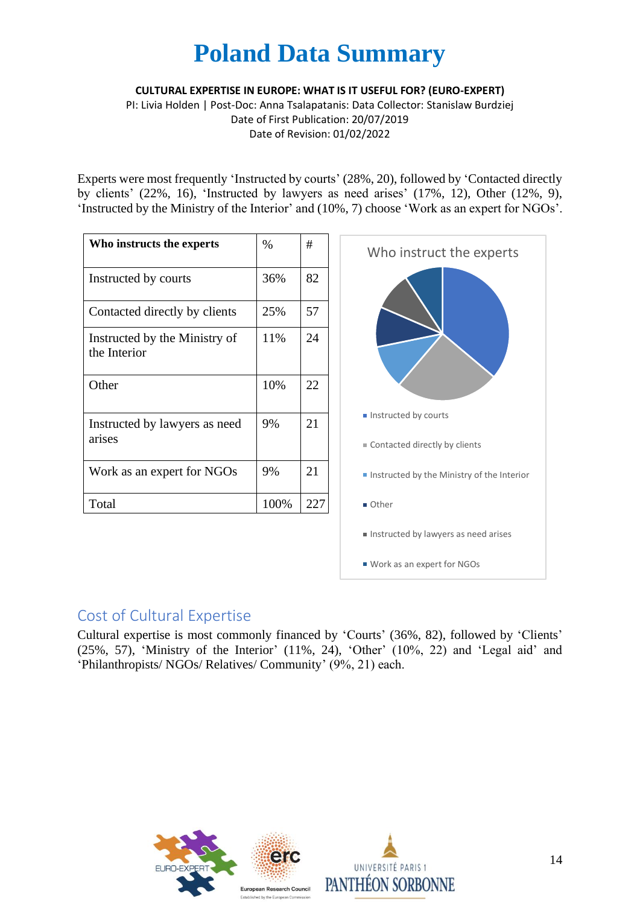# Poland Data Summary

**CULTURAL EXPERTISE IN EUROPE: WHAT IS IT USEFUL FOR? (EURO-EXPERT)**

PI: Livia Holden | Post-Doc: Anna Tsalapatanis: Data Collector: Stanislaw Burdziej

Date of First Publication: 20/07/2019

Date of Revision: 01/02/2022

Experts were most frequently 'Instructed by courts' (28%, 20), followed by 'Contacted directly by clients' (22%, 16), 'Instructed by lawyers as need arises' (17%, 12), Other (12%, 9), 'Instructed by the Ministry of the Interior' and (10%, 7) choose 'Work as an expert for NGOs'.

| Who instructs the experts | % | # |
|---|---|---|
| Instructed by courts | 36% | 82 |
| Contacted directly by clients | 25% | 57 |
| Instructed by the Ministry of the Interior | 11% | 24 |
| Other | 10% | 22 |
| Instructed by lawyers as need arises | 9% | 21 |
| Work as an expert for NGOs | 9% | 21 |
| Total | 100% | 227 |

Who instruct the experts

- Instructed by courts
- Contacted directly by clients
- Instructed by the Ministry of the Interior
- Other
- Instructed by lawyers as need arises
- Work as an expert for NGOs

## Cost of Cultural Expertise

Cultural expertise is most commonly financed by 'Courts' (36%, 82), followed by 'Clients' (25%, 57), 'Ministry of the Interior' (11%, 24), 'Other' (10%, 22) and 'Legal aid' and 'Philanthropists/ NGOs/ Relatives/ Community' (9%, 21) each.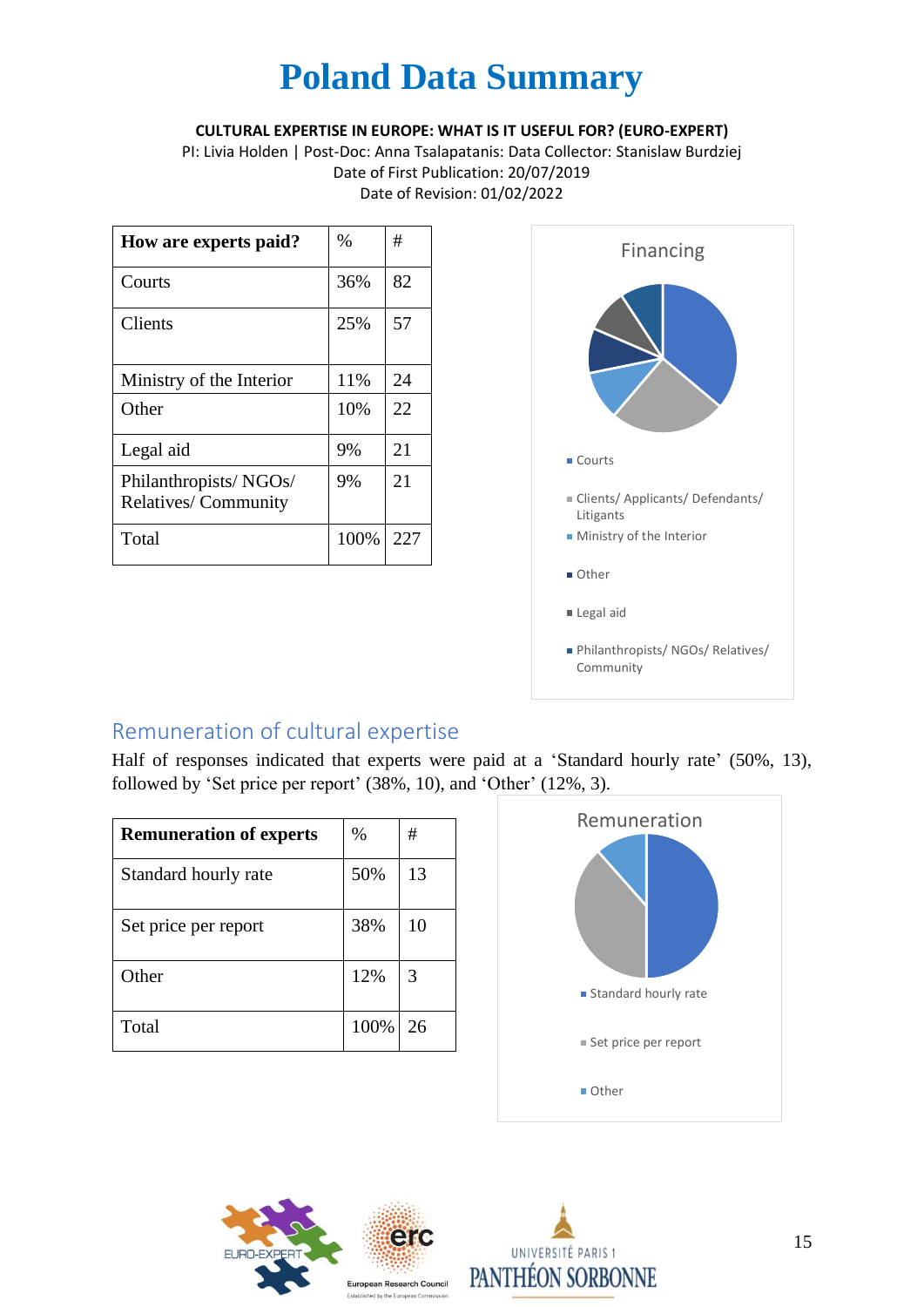# Poland Data Summary

**CULTURAL EXPERTISE IN EUROPE: WHAT IS IT USEFUL FOR? (EURO-EXPERT)**

PI: Livia Holden | Post-Doc: Anna Tsalapatanis: Data Collector: Stanislaw Burdziej

Date of First Publication: 20/07/2019

Date of Revision: 01/02/2022

| How are experts paid? | % | # |
|---|---|---|
| Courts | 36% | 82 |
| Clients | 25% | 57 |
| Ministry of the Interior | 11% | 24 |
| Other | 10% | 22 |
| Legal aid | 9% | 21 |
| Philanthropists/ NGOs/ Relatives/ Community | 9% | 21 |
| Total | 100% | 227 |

Financing

- Courts
- Clients/ Applicants/ Defendants/ Litigants
- Ministry of the Interior
- Other
- Legal aid
- Philanthropists/ NGOs/ Relatives/ Community

## Remuneration of cultural expertise

Half of responses indicated that experts were paid at a 'Standard hourly rate' (50%, 13), followed by 'Set price per report' (38%, 10), and 'Other' (12%, 3).

| Remuneration of experts | % | # |
|---|---|---|
| Standard hourly rate | 50% | 13 |
| Set price per report | 38% | 10 |
| Other | 12% | 3 |
| Total | 100% | 26 |

Remuneration

- Standard hourly rate
- Set price per report
- Other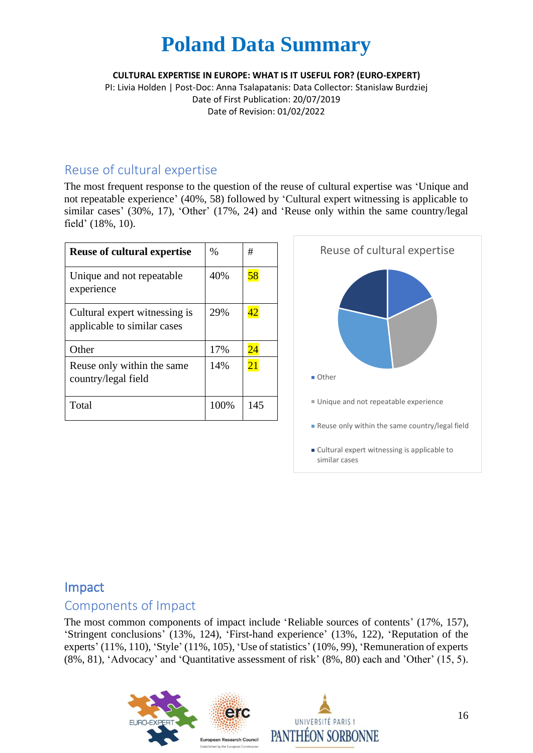# Poland Data Summary

**CULTURAL EXPERTISE IN EUROPE: WHAT IS IT USEFUL FOR? (EURO-EXPERT)**

PI: Livia Holden | Post-Doc: Anna Tsalapatanis: Data Collector: Stanislaw Burdziej

Date of First Publication: 20/07/2019

Date of Revision: 01/02/2022

## Reuse of cultural expertise

The most frequent response to the question of the reuse of cultural expertise was 'Unique and not repeatable experience' (40%, 58) followed by 'Cultural expert witnessing is applicable to similar cases' (30%, 17), 'Other' (17%, 24) and 'Reuse only within the same country/legal field' (18%, 10).

| Reuse of cultural expertise | % | # |
|---|---|---|
| Unique and not repeatable experience | 40% | 58 |
| Cultural expert witnessing is applicable to similar cases | 29% | 42 |
| Other | 17% | 24 |
| Reuse only within the same country/legal field | 14% | 21 |
| Total | 100% | 145 |

Reuse of cultural expertise

- Other
- Unique and not repeatable experience
- Reuse only within the same country/legal field
- Cultural expert witnessing is applicable to similar cases

## Impact

### Components of Impact

The most common components of impact include 'Reliable sources of contents' (17%, 157), 'Stringent conclusions' (13%, 124), 'First-hand experience' (13%, 122), 'Reputation of the experts' (11%, 110), 'Style' (11%, 105), 'Use of statistics' (10%, 99), 'Remuneration of experts (8%, 81), 'Advocacy' and 'Quantitative assessment of risk' (8%, 80) each and 'Other' (15, 5).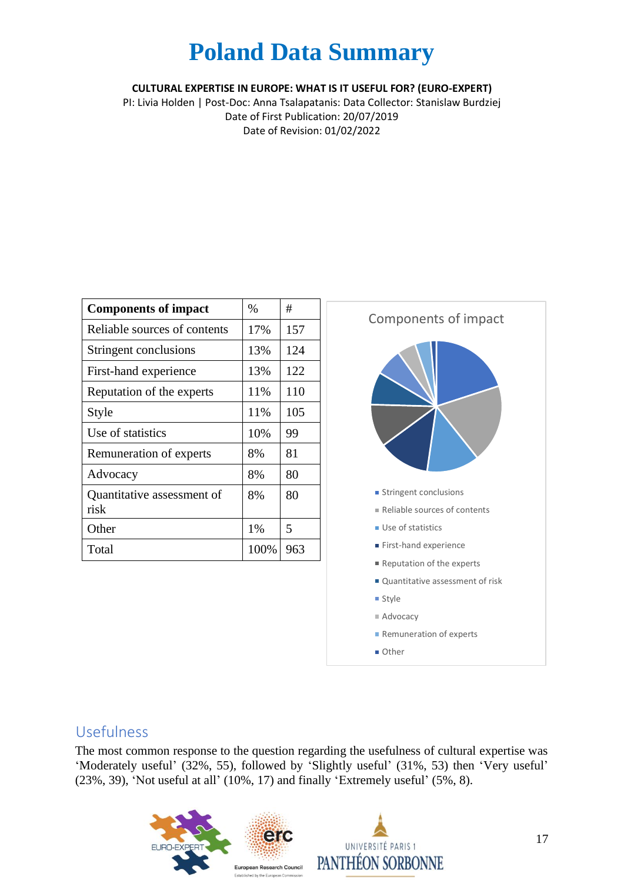# Poland Data Summary

**CULTURAL EXPERTISE IN EUROPE: WHAT IS IT USEFUL FOR? (EURO-EXPERT)**

PI: Livia Holden | Post-Doc: Anna Tsalapatanis: Data Collector: Stanislaw Burdziej
Date of First Publication: 20/07/2019
Date of Revision: 01/02/2022

| Components of impact | % | # |
|---|---|---|
| Reliable sources of contents | 17% | 157 |
| Stringent conclusions | 13% | 124 |
| First-hand experience | 13% | 122 |
| Reputation of the experts | 11% | 110 |
| Style | 11% | 105 |
| Use of statistics | 10% | 99 |
| Remuneration of experts | 8% | 81 |
| Advocacy | 8% | 80 |
| Quantitative assessment of risk | 8% | 80 |
| Other | 1% | 5 |
| Total | 100% | 963 |

Components of impact

- Stringent conclusions
- Reliable sources of contents
- Use of statistics
- First-hand experience
- Reputation of the experts
- Quantitative assessment of risk
- Style
- Advocacy
- Remuneration of experts
- Other

## Usefulness

The most common response to the question regarding the usefulness of cultural expertise was 'Moderately useful' (32%, 55), followed by 'Slightly useful' (31%, 53) then 'Very useful' (23%, 39), 'Not useful at all' (10%, 17) and finally 'Extremely useful' (5%, 8).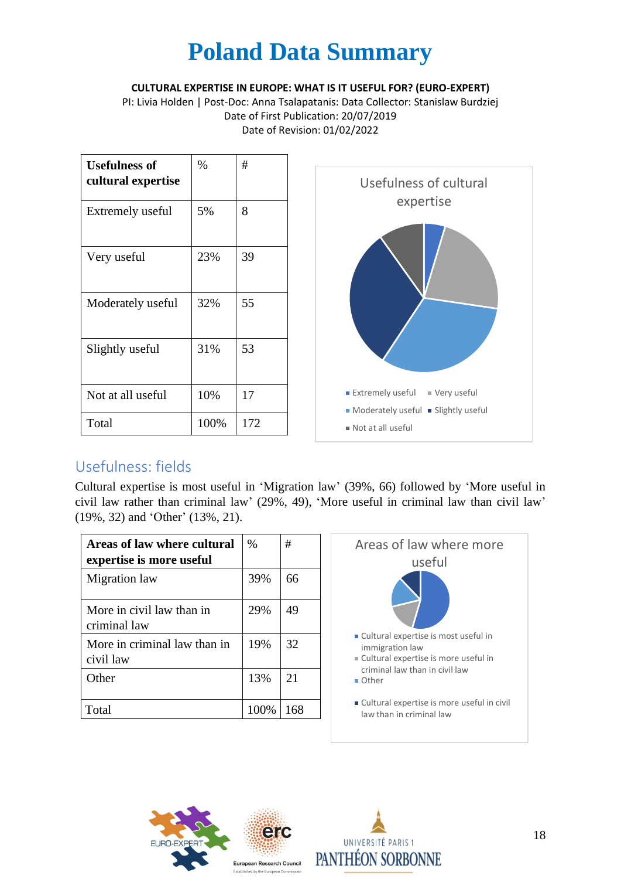# Poland Data Summary

**CULTURAL EXPERTISE IN EUROPE: WHAT IS IT USEFUL FOR? (EURO-EXPERT)**
PI: Livia Holden | Post-Doc: Anna Tsalapatanis: Data Collector: Stanislaw Burdziej
Date of First Publication: 20/07/2019
Date of Revision: 01/02/2022

| Usefulness of cultural expertise | % | # |
|---|---|---|
| Extremely useful | 5% | 8 |
| Very useful | 23% | 39 |
| Moderately useful | 32% | 55 |
| Slightly useful | 31% | 53 |
| Not at all useful | 10% | 17 |
| Total | 100% | 172 |

Usefulness of cultural expertise

- Extremely useful
- Very useful
- Moderately useful
- Slightly useful
- Not at all useful

## Usefulness: fields

Cultural expertise is most useful in 'Migration law' (39%, 66) followed by 'More useful in civil law rather than criminal law' (29%, 49), 'More useful in criminal law than civil law' (19%, 32) and 'Other' (13%, 21).

| Areas of law where cultural expertise is more useful | % | # |
|---|---|---|
| Migration law | 39% | 66 |
| More in civil law than in criminal law | 29% | 49 |
| More in criminal law than in civil law | 19% | 32 |
| Other | 13% | 21 |
| Total | 100% | 168 |

Areas of law where more useful

- Cultural expertise is most useful in immigration law
- Cultural expertise is more useful in criminal law than in civil law
- Other
- Cultural expertise is more useful in civil law than in criminal law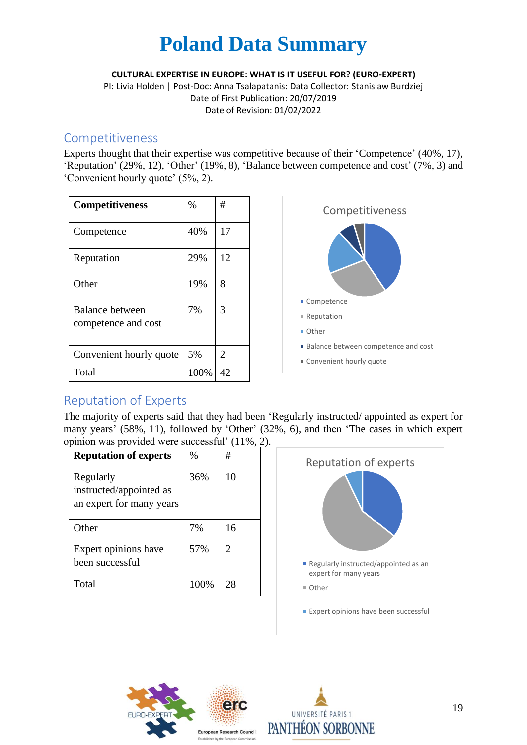# Poland Data Summary

**CULTURAL EXPERTISE IN EUROPE: WHAT IS IT USEFUL FOR? (EURO-EXPERT)**

PI: Livia Holden | Post-Doc: Anna Tsalapatanis: Data Collector: Stanislaw Burdziej

Date of First Publication: 20/07/2019

Date of Revision: 01/02/2022

## Competitiveness

Experts thought that their expertise was competitive because of their 'Competence' (40%, 17), 'Reputation' (29%, 12), 'Other' (19%, 8), 'Balance between competence and cost' (7%, 3) and 'Convenient hourly quote' (5%, 2).

| Competitiveness | % | # |
|---|---|---|
| Competence | 40% | 17 |
| Reputation | 29% | 12 |
| Other | 19% | 8 |
| Balance between competence and cost | 7% | 3 |
| Convenient hourly quote | 5% | 2 |
| Total | 100% | 42 |

Competitiveness

- Competence
- Reputation
- Other
- Balance between competence and cost
- Convenient hourly quote

## Reputation of Experts

The majority of experts said that they had been 'Regularly instructed/ appointed as expert for many years' (58%, 11), followed by 'Other' (32%, 6), and then 'The cases in which expert opinion was provided were successful' (11%, 2).

| Reputation of experts | % | # |
|---|---|---|
| Regularly instructed/appointed as an expert for many years | 36% | 10 |
| Other | 7% | 16 |
| Expert opinions have been successful | 57% | 2 |
| Total | 100% | 28 |

Reputation of experts

- Regularly instructed/appointed as an expert for many years
- Other
- Expert opinions have been successful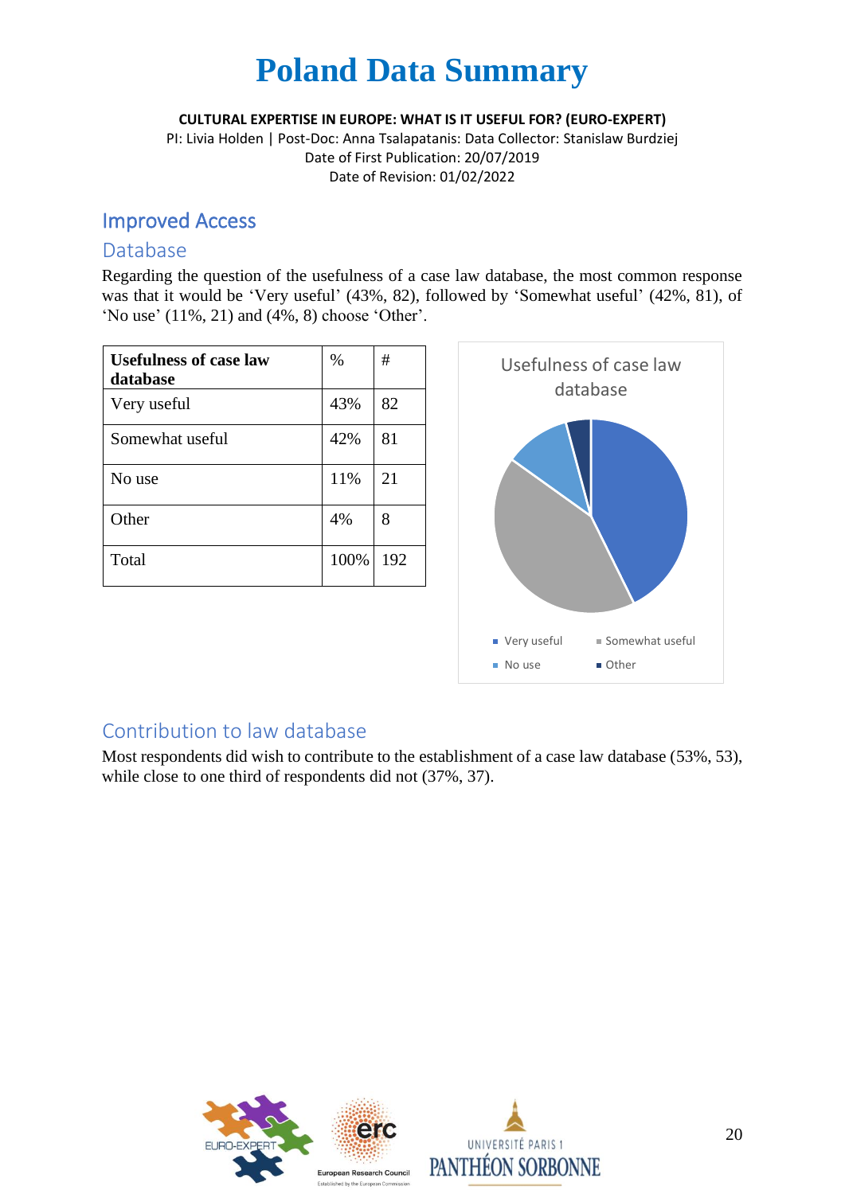# Poland Data Summary

**CULTURAL EXPERTISE IN EUROPE: WHAT IS IT USEFUL FOR? (EURO-EXPERT)**

PI: Livia Holden | Post-Doc: Anna Tsalapatanis: Data Collector: Stanislaw Burdziej
Date of First Publication: 20/07/2019
Date of Revision: 01/02/2022

## Improved Access

### Database

Regarding the question of the usefulness of a case law database, the most common response was that it would be 'Very useful' (43%, 82), followed by 'Somewhat useful' (42%, 81), of 'No use' (11%, 21) and (4%, 8) choose 'Other'.

| **Usefulness of case law database** | % | # |
|---|---|---|
| Very useful | 43% | 82 |
| Somewhat useful | 42% | 81 |
| No use | 11% | 21 |
| Other | 4% | 8 |
| Total | 100% | 192 |

### Contribution to law database

Most respondents did wish to contribute to the establishment of a case law database (53%, 53), while close to one third of respondents did not (37%, 37).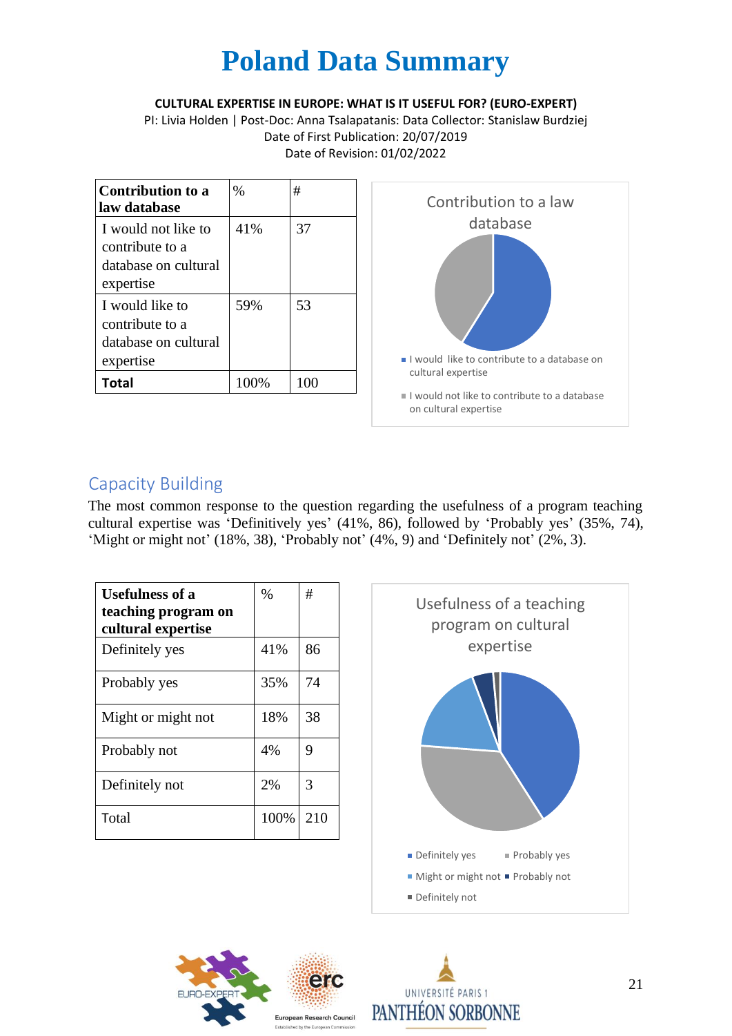# Poland Data Summary

**CULTURAL EXPERTISE IN EUROPE: WHAT IS IT USEFUL FOR? (EURO-EXPERT)**

PI: Livia Holden | Post-Doc: Anna Tsalapatanis: Data Collector: Stanislaw Burdziej

Date of First Publication: 20/07/2019

Date of Revision: 01/02/2022

| Contribution to a law database | % | # |
|---|---|---|
| I would not like to contribute to a database on cultural expertise | 41% | 37 |
| I would like to contribute to a database on cultural expertise | 59% | 53 |
| **Total** | 100% | 100 |

Contribution to a law database

- I would like to contribute to a database on cultural expertise
- I would not like to contribute to a database on cultural expertise

## Capacity Building

The most common response to the question regarding the usefulness of a program teaching cultural expertise was 'Definitively yes' (41%, 86), followed by 'Probably yes' (35%, 74), 'Might or might not' (18%, 38), 'Probably not' (4%, 9) and 'Definitely not' (2%, 3).

| Usefulness of a teaching program on cultural expertise | % | # |
|---|---|---|
| Definitely yes | 41% | 86 |
| Probably yes | 35% | 74 |
| Might or might not | 18% | 38 |
| Probably not | 4% | 9 |
| Definitely not | 2% | 3 |
| Total | 100% | 210 |

Usefulness of a teaching program on cultural expertise

- Definitely yes
- Probably yes
- Might or might not
- Probably not
- Definitely not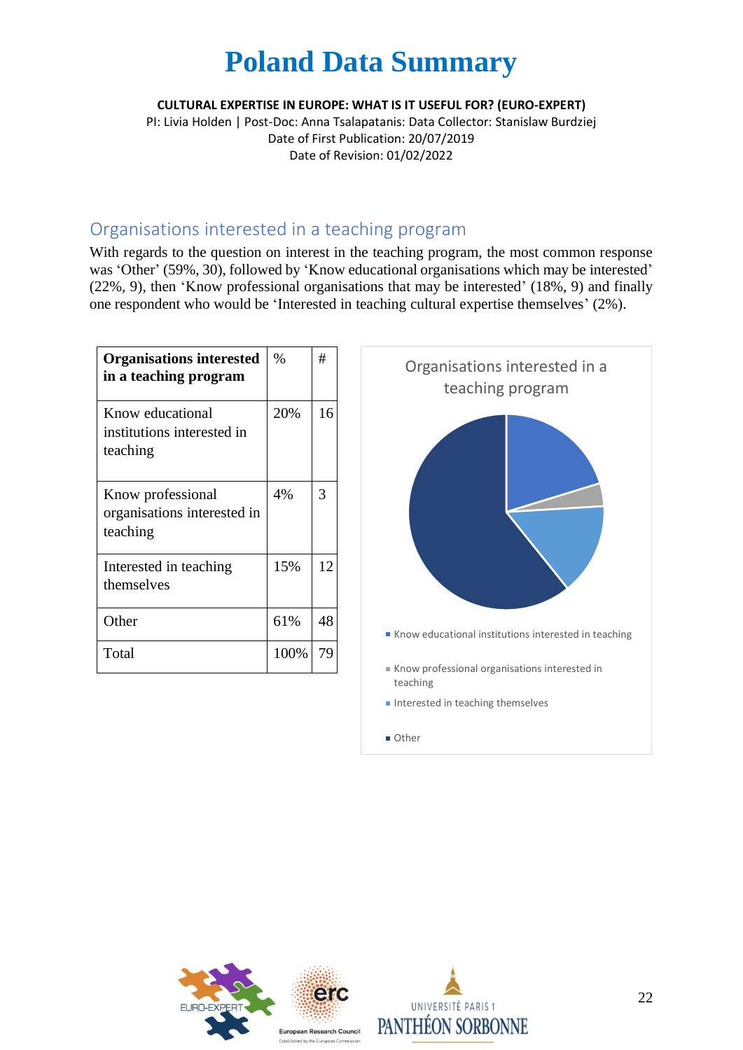# Poland Data Summary

**CULTURAL EXPERTISE IN EUROPE: WHAT IS IT USEFUL FOR? (EURO-EXPERT)**
PI: Livia Holden | Post-Doc: Anna Tsalapatanis: Data Collector: Stanislaw Burdziej
Date of First Publication: 20/07/2019
Date of Revision: 01/02/2022

## Organisations interested in a teaching program

With regards to the question on interest in the teaching program, the most common response was 'Other' (59%, 30), followed by 'Know educational organisations which may be interested' (22%, 9), then 'Know professional organisations that may be interested' (18%, 9) and finally one respondent who would be 'Interested in teaching cultural expertise themselves' (2%).

| **Organisations interested in a teaching program** | % | # |
|---|---|---|
| Know educational institutions interested in teaching | 20% | 16 |
| Know professional organisations interested in teaching | 4% | 3 |
| Interested in teaching themselves | 15% | 12 |
| Other | 61% | 48 |
| Total | 100% | 79 |

Organisations interested in a teaching program

- Know educational institutions interested in teaching
- Know professional organisations interested in teaching
- Interested in teaching themselves
- Other